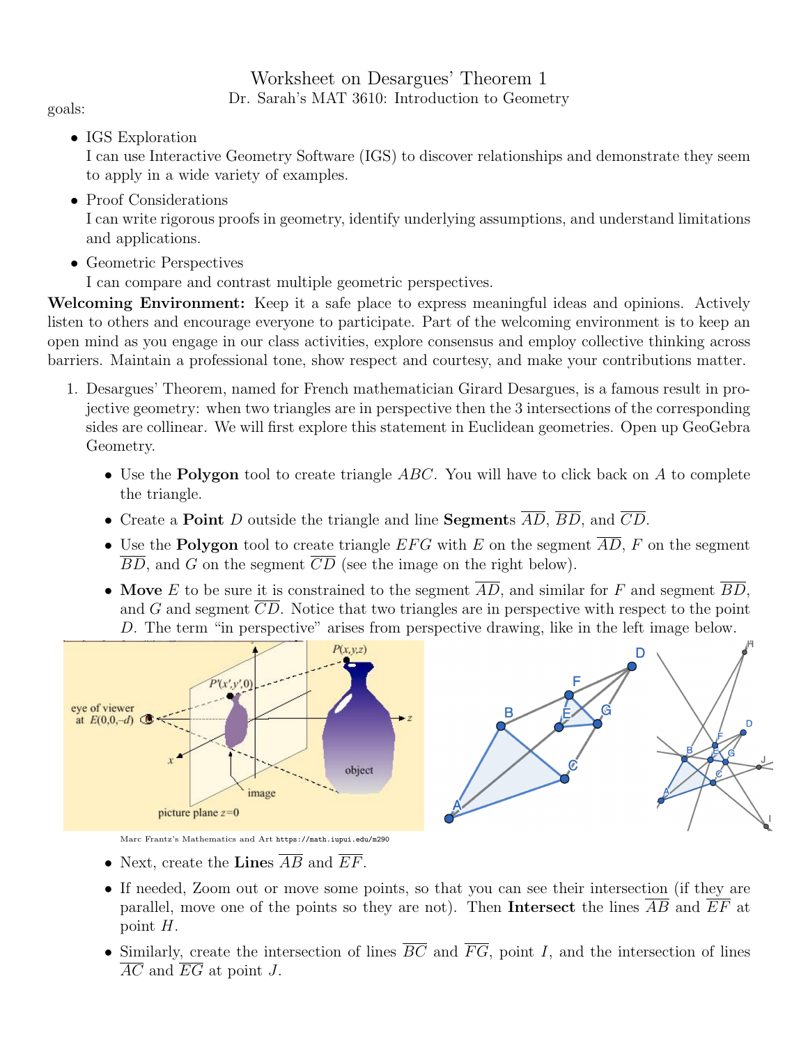# Worksheet on Desargues' Theorem 1

Dr. Sarah's MAT 3610: Introduction to Geometry

goals:

- IGS Exploration
  I can use Interactive Geometry Software (IGS) to discover relationships and demonstrate they seem to apply in a wide variety of examples.
- Proof Considerations
  I can write rigorous proofs in geometry, identify underlying assumptions, and understand limitations and applications.
- Geometric Perspectives
  I can compare and contrast multiple geometric perspectives.

**Welcoming Environment:** Keep it a safe place to express meaningful ideas and opinions. Actively listen to others and encourage everyone to participate. Part of the welcoming environment is to keep an open mind as you engage in our class activities, explore consensus and employ collective thinking across barriers. Maintain a professional tone, show respect and courtesy, and make your contributions matter.

1. Desargues' Theorem, named for French mathematician Girard Desargues, is a famous result in projective geometry: when two triangles are in perspective then the 3 intersections of the corresponding sides are collinear. We will first explore this statement in Euclidean geometries. Open up GeoGebra Geometry.

   - Use the **Polygon** tool to create triangle $ABC$. You will have to click back on $A$ to complete the triangle.
   - Create a **Point** $D$ outside the triangle and line **Segment**s $\overline{AD}$, $\overline{BD}$, and $\overline{CD}$.
   - Use the **Polygon** tool to create triangle $EFG$ with $E$ on the segment $\overline{AD}$, $F$ on the segment $\overline{BD}$, and $G$ on the segment $\overline{CD}$ (see the image on the right below).
   - **Move** $E$ to be sure it is constrained to the segment $\overline{AD}$, and similar for $F$ and segment $\overline{BD}$, and $G$ and segment $\overline{CD}$. Notice that two triangles are in perspective with respect to the point $D$. The term "in perspective" arises from perspective drawing, like in the left image below.

   Marc Frantz's Mathematics and Art https://math.iupui.edu/m290

   - Next, create the **Line**s $\overline{AB}$ and $\overline{EF}$.
   - If needed, Zoom out or move some points, so that you can see their intersection (if they are parallel, move one of the points so they are not). Then **Intersect** the lines $\overline{AB}$ and $\overline{EF}$ at point $H$.
   - Similarly, create the intersection of lines $\overline{BC}$ and $\overline{FG}$, point $I$, and the intersection of lines $\overline{AC}$ and $\overline{EG}$ at point $J$.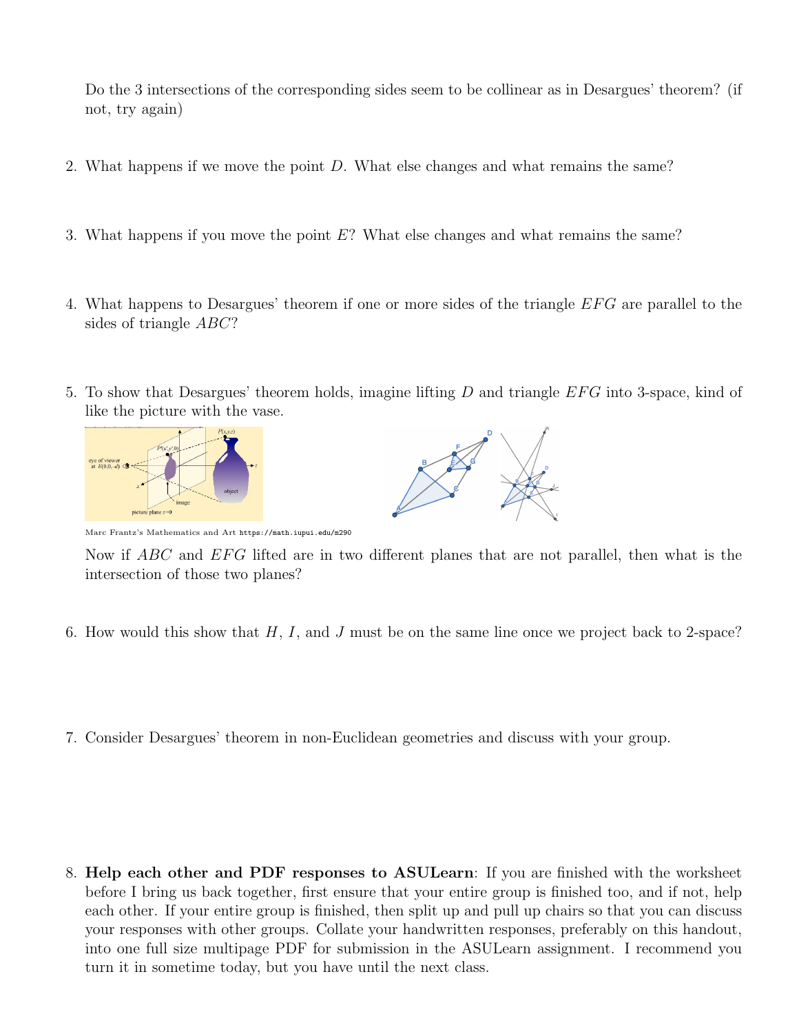Do the 3 intersections of the corresponding sides seem to be collinear as in Desargues' theorem? (if not, try again)

2. What happens if we move the point $D$. What else changes and what remains the same?

3. What happens if you move the point $E$? What else changes and what remains the same?

4. What happens to Desargues' theorem if one or more sides of the triangle $EFG$ are parallel to the sides of triangle $ABC$?

5. To show that Desargues' theorem holds, imagine lifting $D$ and triangle $EFG$ into 3-space, kind of like the picture with the vase.

   Marc Frantz's Mathematics and Art https://math.iupui.edu/m290

   Now if $ABC$ and $EFG$ lifted are in two different planes that are not parallel, then what is the intersection of those two planes?

6. How would this show that $H$, $I$, and $J$ must be on the same line once we project back to 2-space?

7. Consider Desargues' theorem in non-Euclidean geometries and discuss with your group.

8. **Help each other and PDF responses to ASULearn**: If you are finished with the worksheet before I bring us back together, first ensure that your entire group is finished too, and if not, help each other. If your entire group is finished, then split up and pull up chairs so that you can discuss your responses with other groups. Collate your handwritten responses, preferably on this handout, into one full size multipage PDF for submission in the ASULearn assignment. I recommend you turn it in sometime today, but you have until the next class.